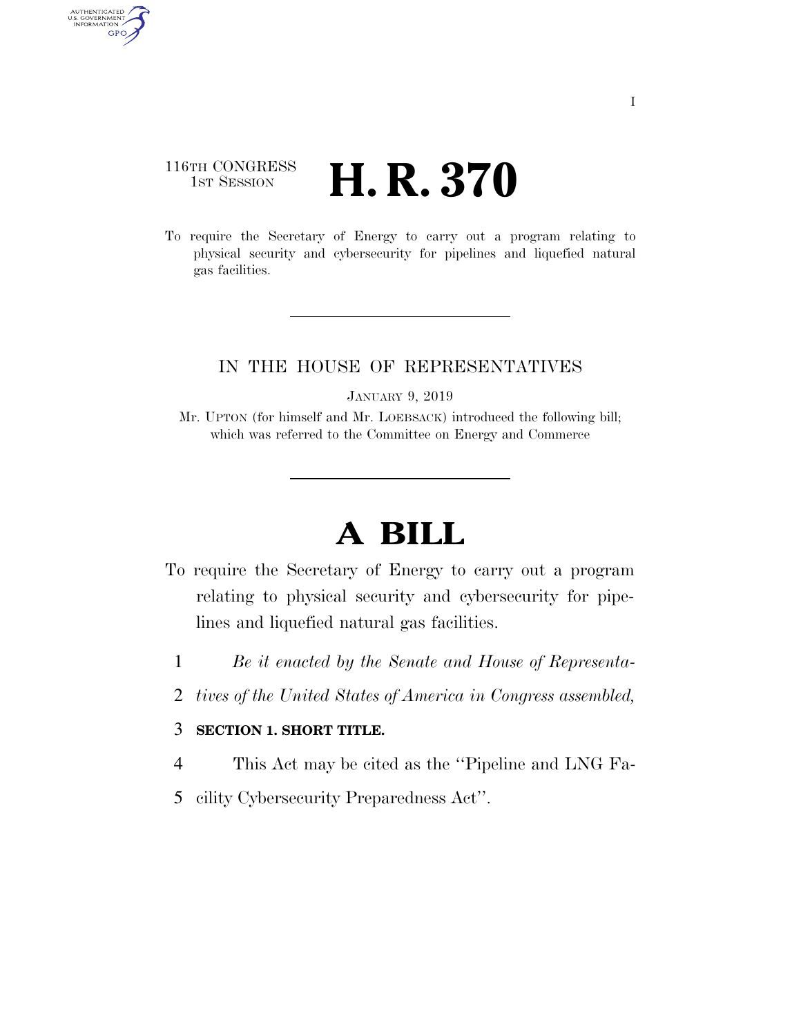116TH CONGRESS
1ST SESSION

# H. R. 370

To require the Secretary of Energy to carry out a program relating to physical security and cybersecurity for pipelines and liquefied natural gas facilities.

IN THE HOUSE OF REPRESENTATIVES

JANUARY 9, 2019

Mr. UPTON (for himself and Mr. LOEBSACK) introduced the following bill; which was referred to the Committee on Energy and Commerce

# A BILL

To require the Secretary of Energy to carry out a program relating to physical security and cybersecurity for pipelines and liquefied natural gas facilities.

1 *Be it enacted by the Senate and House of Representa-*
2 *tives of the United States of America in Congress assembled,*

3 **SECTION 1. SHORT TITLE.**

4 This Act may be cited as the ''Pipeline and LNG Fa-
5 cility Cybersecurity Preparedness Act''.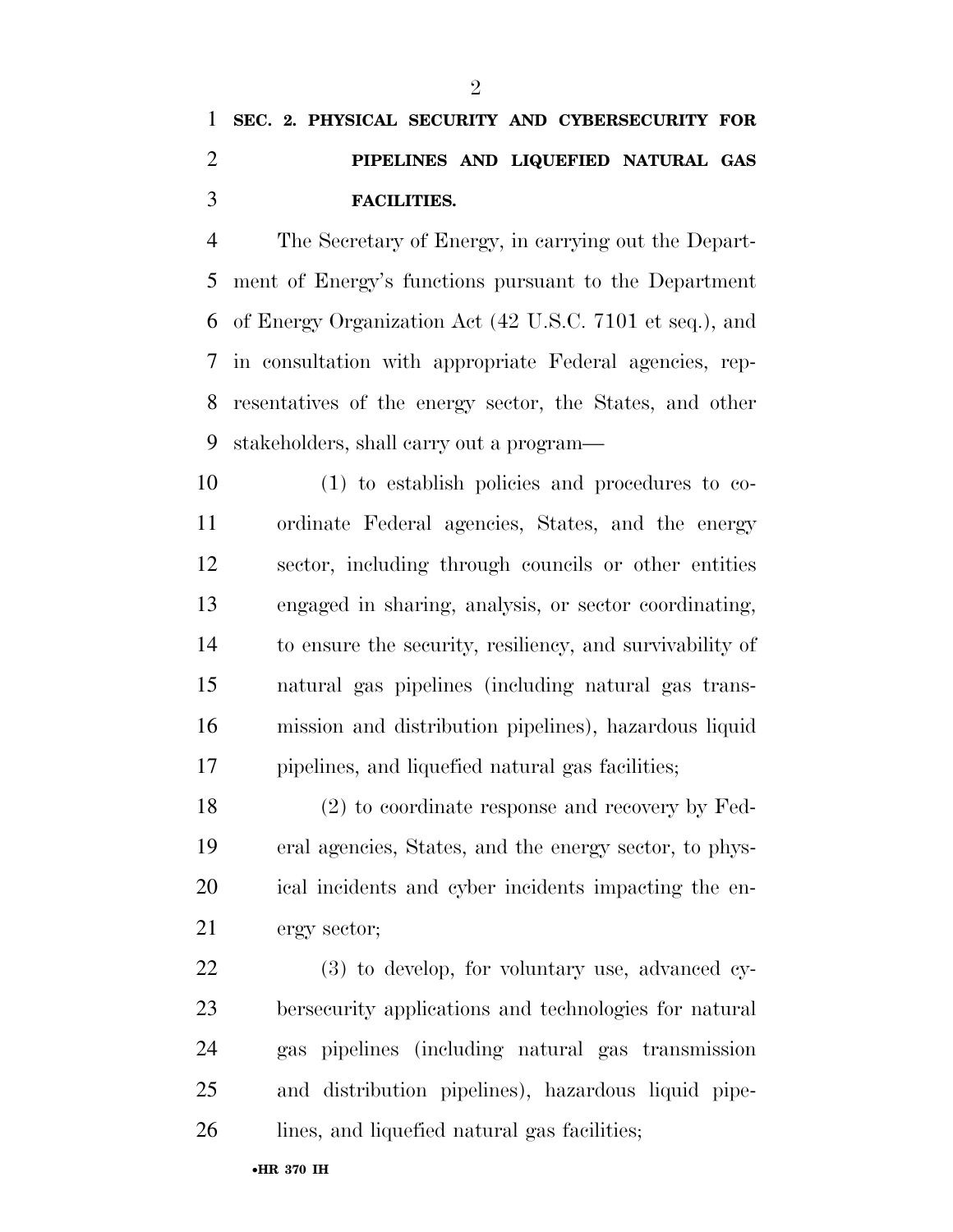## SEC. 2. PHYSICAL SECURITY AND CYBERSECURITY FOR PIPELINES AND LIQUEFIED NATURAL GAS FACILITIES.

The Secretary of Energy, in carrying out the Department of Energy's functions pursuant to the Department of Energy Organization Act (42 U.S.C. 7101 et seq.), and in consultation with appropriate Federal agencies, representatives of the energy sector, the States, and other stakeholders, shall carry out a program—

(1) to establish policies and procedures to coordinate Federal agencies, States, and the energy sector, including through councils or other entities engaged in sharing, analysis, or sector coordinating, to ensure the security, resiliency, and survivability of natural gas pipelines (including natural gas transmission and distribution pipelines), hazardous liquid pipelines, and liquefied natural gas facilities;

(2) to coordinate response and recovery by Federal agencies, States, and the energy sector, to physical incidents and cyber incidents impacting the energy sector;

(3) to develop, for voluntary use, advanced cybersecurity applications and technologies for natural gas pipelines (including natural gas transmission and distribution pipelines), hazardous liquid pipelines, and liquefied natural gas facilities;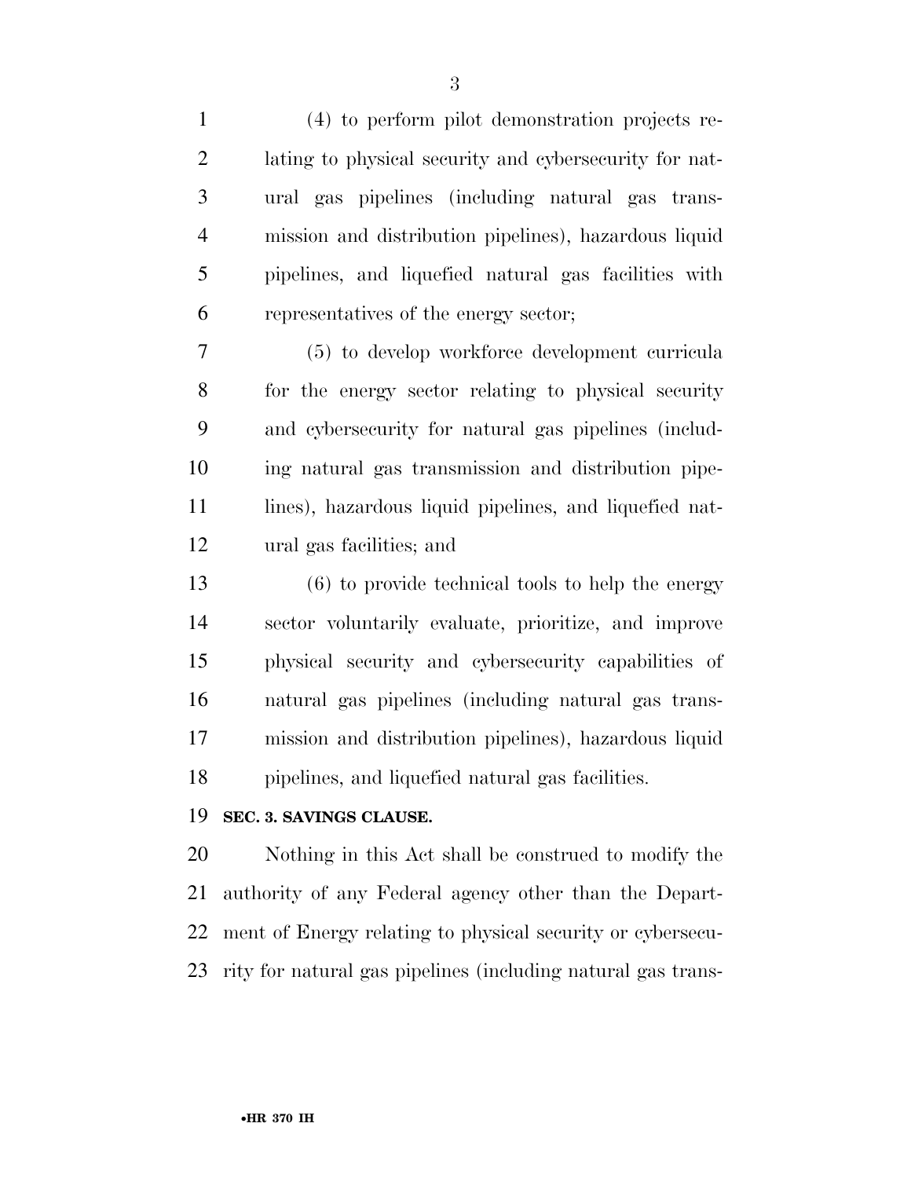(4) to perform pilot demonstration projects relating to physical security and cybersecurity for natural gas pipelines (including natural gas transmission and distribution pipelines), hazardous liquid pipelines, and liquefied natural gas facilities with representatives of the energy sector;

(5) to develop workforce development curricula for the energy sector relating to physical security and cybersecurity for natural gas pipelines (including natural gas transmission and distribution pipelines), hazardous liquid pipelines, and liquefied natural gas facilities; and

(6) to provide technical tools to help the energy sector voluntarily evaluate, prioritize, and improve physical security and cybersecurity capabilities of natural gas pipelines (including natural gas transmission and distribution pipelines), hazardous liquid pipelines, and liquefied natural gas facilities.

**SEC. 3. SAVINGS CLAUSE.**

Nothing in this Act shall be construed to modify the authority of any Federal agency other than the Department of Energy relating to physical security or cybersecurity for natural gas pipelines (including natural gas trans-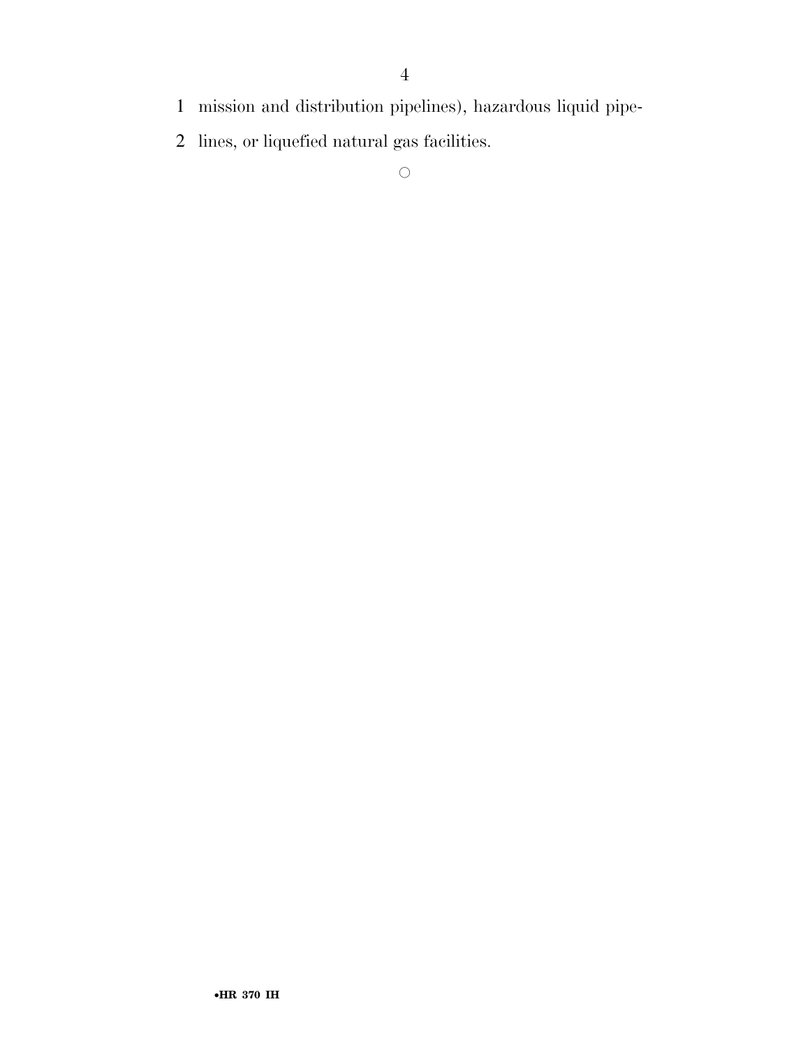mission and distribution pipelines), hazardous liquid pipelines, or liquefied natural gas facilities.

○